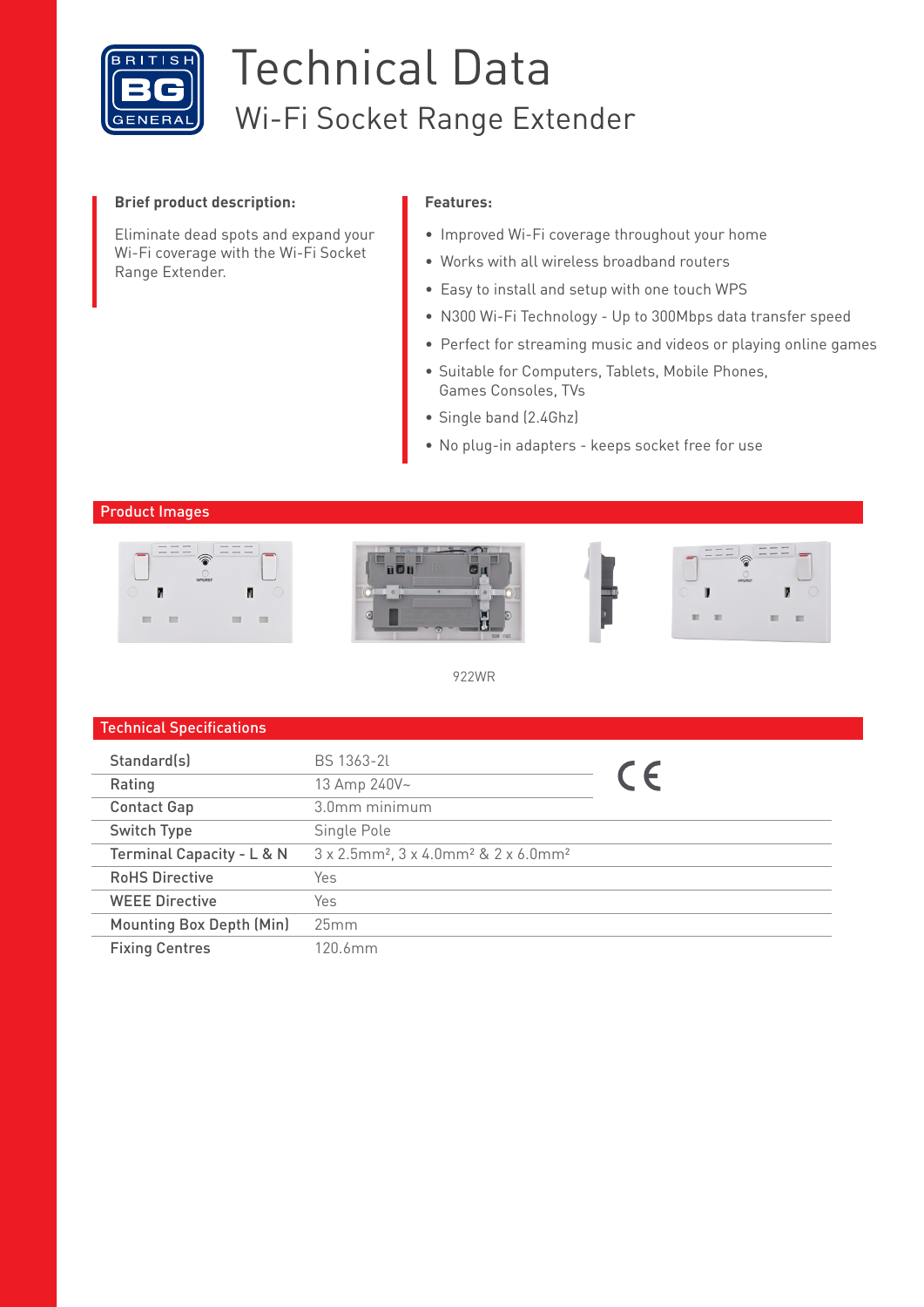# Technical Data

## Wi-Fi Socket Range Extender

**Brief product description:**

Eliminate dead spots and expand your Wi-Fi coverage with the Wi-Fi Socket Range Extender.

**Features:**

- Improved Wi-Fi coverage throughout your home
- Works with all wireless broadband routers
- Easy to install and setup with one touch WPS
- N300 Wi-Fi Technology - Up to 300Mbps data transfer speed
- Perfect for streaming music and videos or playing online games
- Suitable for Computers, Tablets, Mobile Phones, Games Consoles, TVs
- Single band (2.4Ghz)
- No plug-in adapters - keeps socket free for use

## Product Images

922WR

## Technical Specifications

| | |
|---|---|
| Standard(s) | BS 1363-2L |
| Rating | 13 Amp 240V~ |
| Contact Gap | 3.0mm minimum |
| Switch Type | Single Pole |
| Terminal Capacity - L & N | 3 x $2.5mm^2$, 3 x $4.0mm^2$ & 2 x $6.0mm^2$ |
| RoHS Directive | Yes |
| WEEE Directive | Yes |
| Mounting Box Depth (Min) | 25mm |
| Fixing Centres | 120.6mm |

CE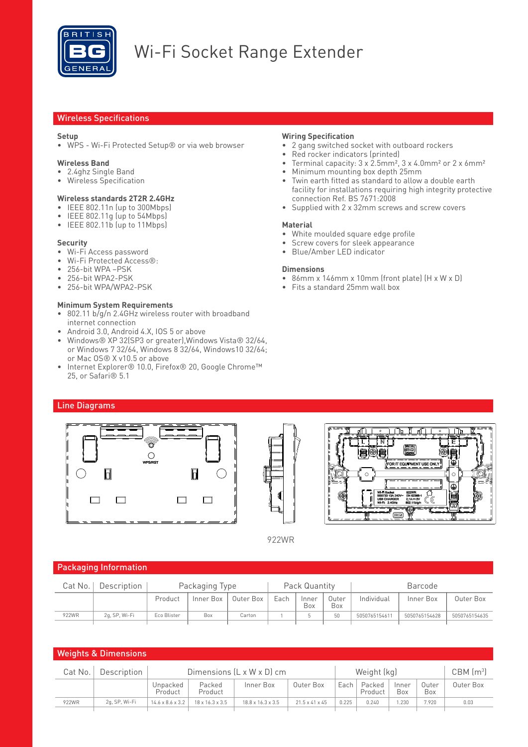# Wi-Fi Socket Range Extender

## Wireless Specifications

### Setup

- WPS - Wi-Fi Protected Setup® or via web browser

### Wireless Band

- 2.4ghz Single Band
- Wireless Specification

### Wireless standards 2T2R 2.4GHz

- IEEE 802.11n (up to 300Mbps)
- IEEE 802.11g (up to 54Mbps)
- IEEE 802.11b (up to 11Mbps)

### Security

- Wi-Fi Access password
- Wi-Fi Protected Access®:
- 256-bit WPA –PSK
- 256-bit WPA2-PSK
- 256-bit WPA/WPA2-PSK

### Minimum System Requirements

- 802.11 b/g/n 2.4GHz wireless router with broadband internet connection
- Android 3.0, Android 4.X, IOS 5 or above
- Windows® XP 32(SP3 or greater),Windows Vista® 32/64, or Windows 7 32/64, Windows 8 32/64, Windows10 32/64; or Mac OS® X v10.5 or above
- Internet Explorer® 10.0, Firefox® 20, Google Chrome™ 25, or Safari® 5.1

### Wiring Specification

- 2 gang switched socket with outboard rockers
- Red rocker indicators (printed)
- Terminal capacity: 3 x 2.5mm², 3 x 4.0mm² or 2 x 6mm²
- Minimum mounting box depth 25mm
- Twin earth fitted as standard to allow a double earth facility for installations requiring high integrity protective connection Ref. BS 7671:2008
- Supplied with 2 x 32mm screws and screw covers

### Material

- White moulded square edge profile
- Screw covers for sleek appearance
- Blue/Amber LED indicator

### Dimensions

- 86mm x 146mm x 10mm (front plate) (H x W x D)
- Fits a standard 25mm wall box

## Line Diagrams

922WR

## Packaging Information

| Cat No. | Description | Packaging Type | | | Pack Quantity | | | Barcode | | |
|---|---|---|---|---|---|---|---|---|---|---|
| | | Product | Inner Box | Outer Box | Each | Inner Box | Outer Box | Individual | Inner Box | Outer Box |
| 922WR | 2g, SP, Wi-Fi | Eco Blister | Box | Carton | 1 | 5 | 50 | 5050765154611 | 5050765154628 | 5050765154635 |

## Weights & Dimensions

| Cat No. | Description | Dimensions (L x W x D) cm | | | | Weight (kg) | | | | CBM (m³) |
|---|---|---|---|---|---|---|---|---|---|---|
| | | Unpacked Product | Packed Product | Inner Box | Outer Box | Each | Packed Product | Inner Box | Outer Box | Outer Box |
| 922WR | 2g, SP, Wi-Fi | 14.6 x 8.6 x 3.2 | 18 x 16.3 x 3.5 | 18.8 x 16.3 x 3.5 | 21.5 x 41 x 45 | 0.225 | 0.240 | 1.230 | 7.920 | 0.03 |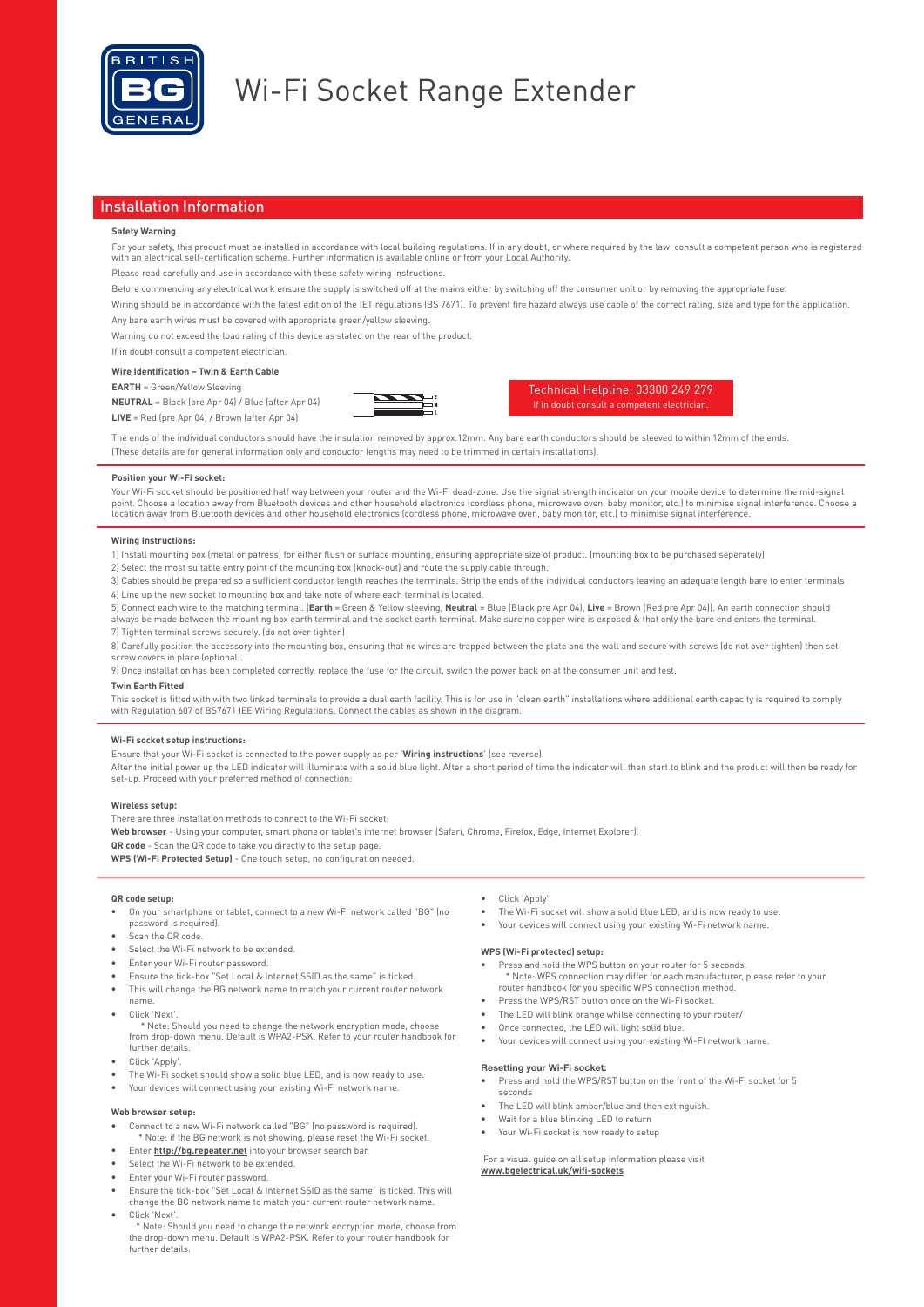# Wi-Fi Socket Range Extender

## Installation Information

**Safety Warning**

For your safety, this product must be installed in accordance with local building regulations. If in any doubt, or where required by the law, consult a competent person who is registered with an electrical self-certification scheme. Further information is available online or from your Local Authority.

Please read carefully and use in accordance with these safety wiring instructions.

Before commencing any electrical work ensure the supply is switched off at the mains either by switching off the consumer unit or by removing the appropriate fuse.

Wiring should be in accordance with the latest edition of the IET regulations (BS 7671). To prevent fire hazard always use cable of the correct rating, size and type for the application.

Any bare earth wires must be covered with appropriate green/yellow sleeving.

Warning do not exceed the load rating of this device as stated on the rear of the product.

If in doubt consult a competent electrician.

**Wire Identification – Twin & Earth Cable**

**EARTH** = Green/Yellow Sleeving

**NEUTRAL** = Black (pre Apr 04) / Blue (after Apr 04)

**LIVE** = Red (pre Apr 04) / Brown (after Apr 04)

Technical Helpline: 03300 249 279
If in doubt consult a competent electrician.

The ends of the individual conductors should have the insulation removed by approx.12mm. Any bare earth conductors should be sleeved to within 12mm of the ends. (These details are for general information only and conductor lengths may need to be trimmed in certain installations).

**Position your Wi-Fi socket:**

Your Wi-Fi socket should be positioned half way between your router and the Wi-Fi dead-zone. Use the signal strength indicator on your mobile device to determine the mid-signal point. Choose a location away from Bluetooth devices and other household electronics (cordless phone, microwave oven, baby monitor, etc.) to minimise signal interference. Choose a location away from Bluetooth devices and other household electronics (cordless phone, microwave oven, baby monitor, etc.) to minimise signal interference.

**Wiring Instructions:**

1) Install mounting box (metal or patress) for either flush or surface mounting, ensuring appropriate size of product. (mounting box to be purchased seperately)
2) Select the most suitable entry point of the mounting box (knock-out) and route the supply cable through.
3) Cables should be prepared so a sufficient conductor length reaches the terminals. Strip the ends of the individual conductors leaving an adequate length bare to enter terminals
4) Line up the new socket to mounting box and take note of where each terminal is located.
5) Connect each wire to the matching terminal. (**Earth** = Green & Yellow sleeving, **Neutral** = Blue (Black pre Apr 04), **Live** = Brown (Red pre Apr 04)). An earth connection should always be made between the mounting box earth terminal and the socket earth terminal. Make sure no copper wire is exposed & that only the bare end enters the terminal.
7) Tighten terminal screws securely. (do not over tighten)
8) Carefully position the accessory into the mounting box, ensuring that no wires are trapped between the plate and the wall and secure with screws (do not over tighten) then set screw covers in place (optional).
9) Once installation has been completed correctly, replace the fuse for the circuit, switch the power back on at the consumer unit and test.

**Twin Earth Fitted**

This socket is fitted with with two linked terminals to provide a dual earth facility. This is for use in "clean earth" installations where additional earth capacity is required to comply with Regulation 607 of BS7671 IEE Wiring Regulations. Connect the cables as shown in the diagram.

**Wi-Fi socket setup instructions:**

Ensure that your Wi-Fi socket is connected to the power supply as per '**Wiring instructions**' (see reverse).

After the initial power up the LED indicator will illuminate with a solid blue light. After a short period of time the indicator will then start to blink and the product will then be ready for set-up. Proceed with your preferred method of connection:

**Wireless setup:**

There are three installation methods to connect to the Wi-Fi socket;

**Web browser** - Using your computer, smart phone or tablet's internet browser (Safari, Chrome, Firefox, Edge, Internet Explorer).

**QR code** - Scan the QR code to take you directly to the setup page.

**WPS (Wi-Fi Protected Setup)** - One touch setup, no configuration needed.

**QR code setup:**

- On your smartphone or tablet, connect to a new Wi-Fi network called "BG" (no password is required).
- Scan the QR code.
- Select the Wi-Fi network to be extended.
- Enter your Wi-Fi router password.
- Ensure the tick-box "Set Local & Internet SSID as the same" is ticked.
- This will change the BG network name to match your current router network name.
- Click 'Next'.
  \* Note: Should you need to change the network encryption mode, choose from drop-down menu. Default is WPA2-PSK. Refer to your router handbook for further details.
- Click 'Apply'.
- The Wi-Fi socket should show a solid blue LED, and is now ready to use.
- Your devices will connect using your existing Wi-Fi network name.

**Web browser setup:**

- Connect to a new Wi-Fi network called "BG" (no password is required).
  \* Note: if the BG network is not showing, please reset the Wi-Fi socket.
- Enter **http://bg.repeater.net** into your browser search bar.
- Select the Wi-Fi network to be extended.
- Enter your Wi-Fi router password.
- Ensure the tick-box "Set Local & Internet SSID as the same" is ticked. This will change the BG network name to match your current router network name.
- Click 'Next'.
  \* Note: Should you need to change the network encryption mode, choose from the drop-down menu. Default is WPA2-PSK. Refer to your router handbook for further details.
- Click 'Apply'.
- The Wi-Fi socket will show a solid blue LED, and is now ready to use.
- Your devices will connect using your existing Wi-Fi network name.

**WPS (Wi-Fi protected) setup:**

- Press and hold the WPS button on your router for 5 seconds.
  \* Note: WPS connection may differ for each manufacturer, please refer to your router handbook for you specific WPS connection method.
- Press the WPS/RST button once on the Wi-Fi socket.
- The LED will blink orange whilse connecting to your router/
- Once connected, the LED will light solid blue.
- Your devices will connect using your existing Wi-FI network name.

**Resetting your Wi-Fi socket:**

- Press and hold the WPS/RST button on the front of the Wi-Fi socket for 5 seconds
- The LED will blink amber/blue and then extinguish.
- Wait for a blue blinking LED to return
- Your Wi-Fi socket is now ready to setup

For a visual guide on all setup information please visit **www.bgelectrical.uk/wifi-sockets**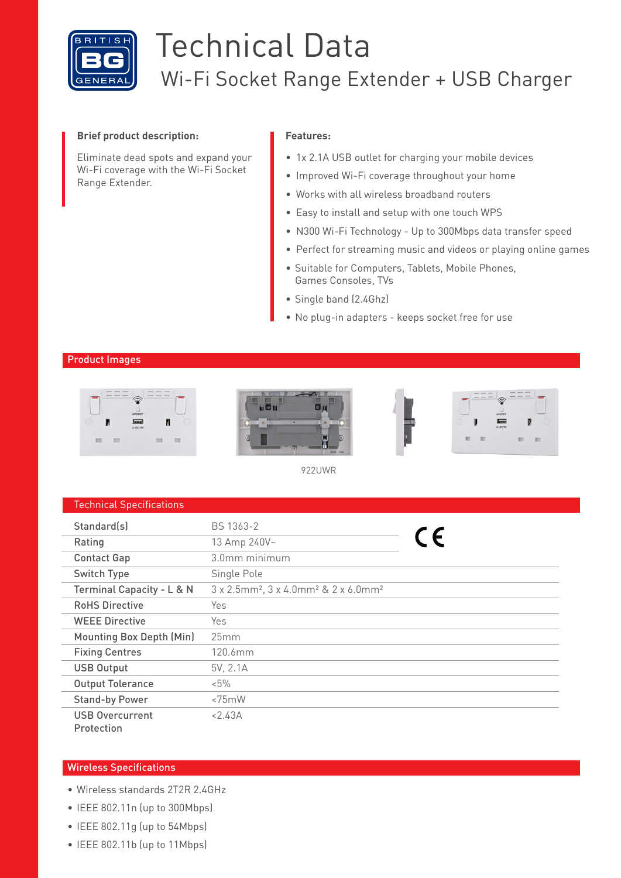BRITISH BG GENERAL

# Technical Data

## Wi-Fi Socket Range Extender + USB Charger

**Brief product description:**

Eliminate dead spots and expand your Wi-Fi coverage with the Wi-Fi Socket Range Extender.

**Features:**

- 1x 2.1A USB outlet for charging your mobile devices
- Improved Wi-Fi coverage throughout your home
- Works with all wireless broadband routers
- Easy to install and setup with one touch WPS
- N300 Wi-Fi Technology - Up to 300Mbps data transfer speed
- Perfect for streaming music and videos or playing online games
- Suitable for Computers, Tablets, Mobile Phones, Games Consoles, TVs
- Single band (2.4Ghz)
- No plug-in adapters - keeps socket free for use

### Product Images

922UWR

### Technical Specifications

| | |
|---|---|
| Standard(s) | BS 1363-2 |
| Rating | 13 Amp 240V~ |
| Contact Gap | 3.0mm minimum |
| Switch Type | Single Pole |
| Terminal Capacity - L & N | 3 x 2.5mm², 3 x 4.0mm² & 2 x 6.0mm² |
| RoHS Directive | Yes |
| WEEE Directive | Yes |
| Mounting Box Depth (Min) | 25mm |
| Fixing Centres | 120.6mm |
| USB Output | 5V, 2.1A |
| Output Tolerance | <5% |
| Stand-by Power | <75mW |
| USB Overcurrent Protection | <2.43A |

CE

### Wireless Specifications

- Wireless standards 2T2R 2.4GHz
- IEEE 802.11n (up to 300Mbps)
- IEEE 802.11g (up to 54Mbps)
- IEEE 802.11b (up to 11Mbps)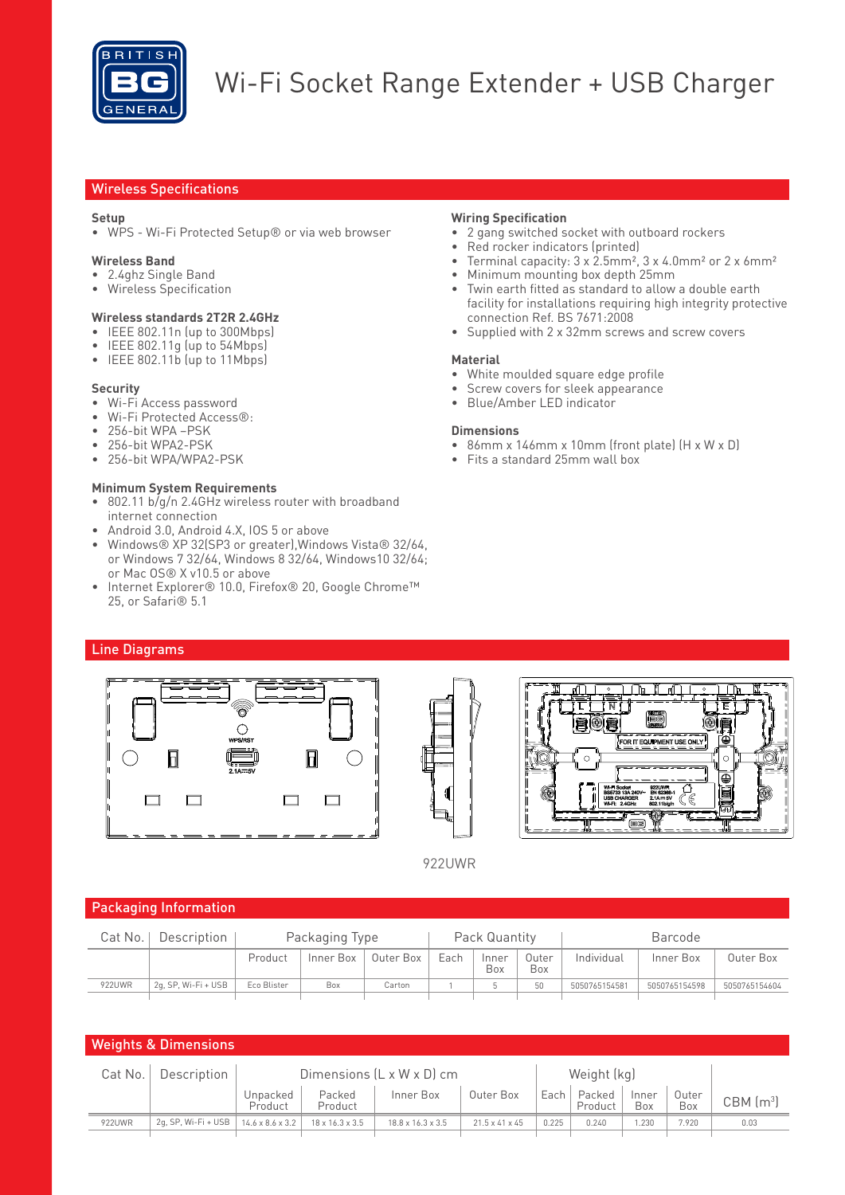# Wi-Fi Socket Range Extender + USB Charger

## Wireless Specifications

### Setup
- WPS - Wi-Fi Protected Setup® or via web browser

### Wireless Band
- 2.4ghz Single Band
- Wireless Specification

### Wireless standards 2T2R 2.4GHz
- IEEE 802.11n (up to 300Mbps)
- IEEE 802.11g (up to 54Mbps)
- IEEE 802.11b (up to 11Mbps)

### Security
- Wi-Fi Access password
- Wi-Fi Protected Access®:
- 256-bit WPA –PSK
- 256-bit WPA2-PSK
- 256-bit WPA/WPA2-PSK

### Minimum System Requirements
- 802.11 b/g/n 2.4GHz wireless router with broadband internet connection
- Android 3.0, Android 4.X, IOS 5 or above
- Windows® XP 32(SP3 or greater),Windows Vista® 32/64, or Windows 7 32/64, Windows 8 32/64, Windows10 32/64; or Mac OS® X v10.5 or above
- Internet Explorer® 10.0, Firefox® 20, Google Chrome™ 25, or Safari® 5.1

### Wiring Specification
- 2 gang switched socket with outboard rockers
- Red rocker indicators (printed)
- Terminal capacity: 3 x 2.5mm², 3 x 4.0mm² or 2 x 6mm²
- Minimum mounting box depth 25mm
- Twin earth fitted as standard to allow a double earth facility for installations requiring high integrity protective connection Ref. BS 7671:2008
- Supplied with 2 x 32mm screws and screw covers

### Material
- White moulded square edge profile
- Screw covers for sleek appearance
- Blue/Amber LED indicator

### Dimensions
- 86mm x 146mm x 10mm (front plate) (H x W x D)
- Fits a standard 25mm wall box

## Line Diagrams

922UWR

## Packaging Information

| Cat No. | Description | Packaging Type | | | Pack Quantity | | | Barcode | | |
|---|---|---|---|---|---|---|---|---|---|---|
| | | Product | Inner Box | Outer Box | Each | Inner Box | Outer Box | Individual | Inner Box | Outer Box |
| 922UWR | 2g, SP, Wi-Fi + USB | Eco Blister | Box | Carton | 1 | 5 | 50 | 5050765154581 | 5050765154598 | 5050765154604 |

## Weights & Dimensions

| Cat No. | Description | Dimensions (L x W x D) cm | | | | Weight (kg) | | | | CBM (m³) |
|---|---|---|---|---|---|---|---|---|---|---|
| | | Unpacked Product | Packed Product | Inner Box | Outer Box | Each | Packed Product | Inner Box | Outer Box | |
| 922UWR | 2g, SP, Wi-Fi + USB | 14.6 x 8.6 x 3.2 | 18 x 16.3 x 3.5 | 18.8 x 16.3 x 3.5 | 21.5 x 41 x 45 | 0.225 | 0.240 | 1.230 | 7.920 | 0.03 |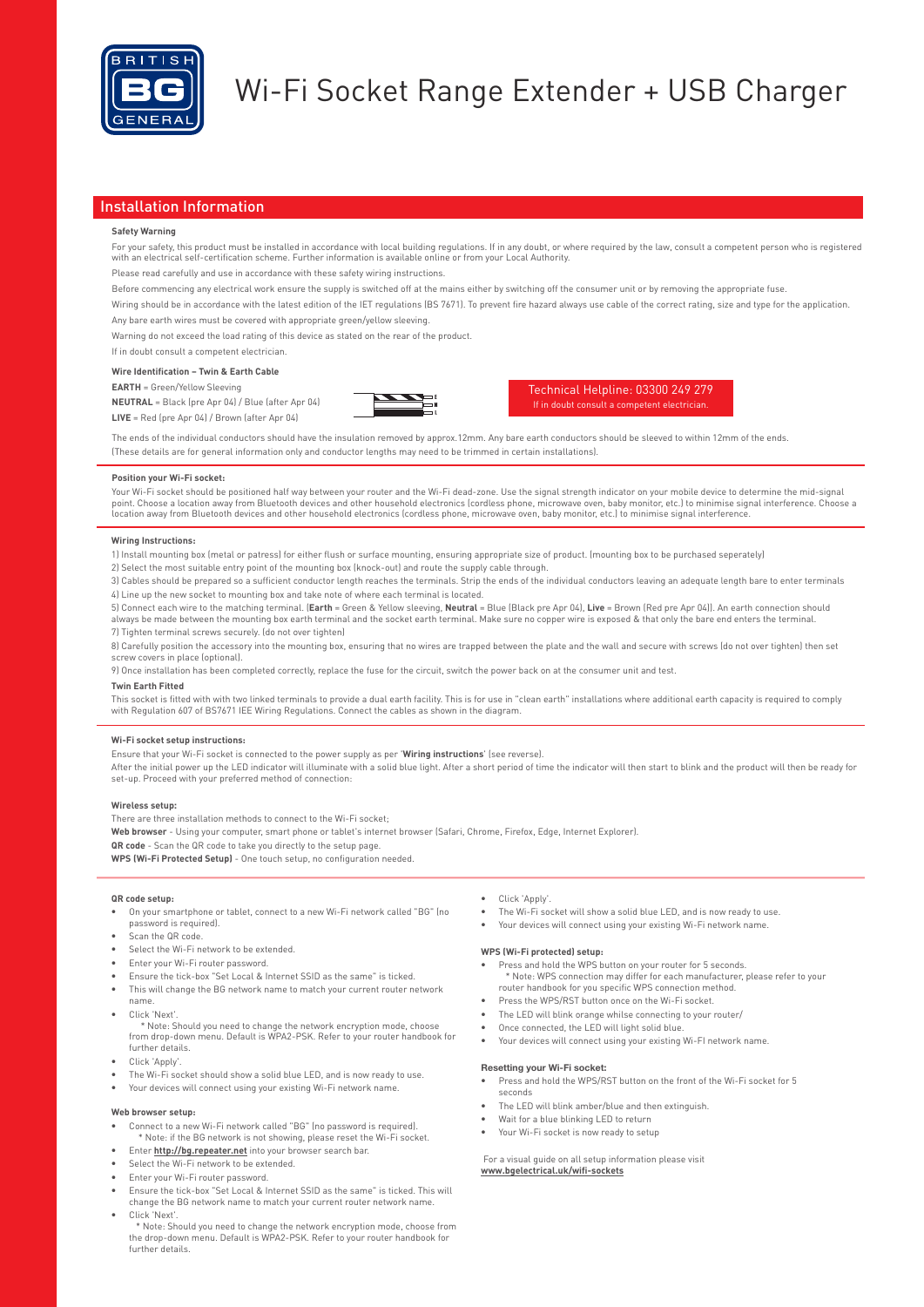# Wi-Fi Socket Range Extender + USB Charger

## Installation Information

**Safety Warning**

For your safety, this product must be installed in accordance with local building regulations. If in any doubt, or where required by the law, consult a competent person who is registered with an electrical self-certification scheme. Further information is available online or from your Local Authority.

Please read carefully and use in accordance with these safety wiring instructions.

Before commencing any electrical work ensure the supply is switched off at the mains either by switching off the consumer unit or by removing the appropriate fuse.

Wiring should be in accordance with the latest edition of the IET regulations (BS 7671). To prevent fire hazard always use cable of the correct rating, size and type for the application.

Any bare earth wires must be covered with appropriate green/yellow sleeving.

Warning do not exceed the load rating of this device as stated on the rear of the product.

If in doubt consult a competent electrician.

**Wire Identification – Twin & Earth Cable**

**EARTH** = Green/Yellow Sleeving

**NEUTRAL** = Black (pre Apr 04) / Blue (after Apr 04)

**LIVE** = Red (pre Apr 04) / Brown (after Apr 04)

Technical Helpline: 03300 249 279
If in doubt consult a competent electrician.

The ends of the individual conductors should have the insulation removed by approx.12mm. Any bare earth conductors should be sleeved to within 12mm of the ends. (These details are for general information only and conductor lengths may need to be trimmed in certain installations).

**Position your Wi-Fi socket:**

Your Wi-Fi socket should be positioned half way between your router and the Wi-Fi dead-zone. Use the signal strength indicator on your mobile device to determine the mid-signal point. Choose a location away from Bluetooth devices and other household electronics (cordless phone, microwave oven, baby monitor, etc.) to minimise signal interference. Choose a location away from Bluetooth devices and other household electronics (cordless phone, microwave oven, baby monitor, etc.) to minimise signal interference.

**Wiring Instructions:**

1) Install mounting box (metal or patress) for either flush or surface mounting, ensuring appropriate size of product. (mounting box to be purchased seperately)
2) Select the most suitable entry point of the mounting box (knock-out) and route the supply cable through.
3) Cables should be prepared so a sufficient conductor length reaches the terminals. Strip the ends of the individual conductors leaving an adequate length bare to enter terminals
4) Line up the new socket to mounting box and take note of where each terminal is located.
5) Connect each wire to the matching terminal. (**Earth** = Green & Yellow sleeving, **Neutral** = Blue (Black pre Apr 04), **Live** = Brown (Red pre Apr 04)). An earth connection should always be made between the mounting box earth terminal and the socket earth terminal. Make sure no copper wire is exposed & that only the bare end enters the terminal.
7) Tighten terminal screws securely. (do not over tighten)
8) Carefully position the accessory into the mounting box, ensuring that no wires are trapped between the plate and the wall and secure with screws (do not over tighten) then set screw covers in place (optional).
9) Once installation has been completed correctly, replace the fuse for the circuit, switch the power back on at the consumer unit and test.

**Twin Earth Fitted**

This socket is fitted with with two linked terminals to provide a dual earth facility. This is for use in "clean earth" installations where additional earth capacity is required to comply with Regulation 607 of BS7671 IEE Wiring Regulations. Connect the cables as shown in the diagram.

**Wi-Fi socket setup instructions:**

Ensure that your Wi-Fi socket is connected to the power supply as per '**Wiring instructions**' (see reverse).

After the initial power up the LED indicator will illuminate with a solid blue light. After a short period of time the indicator will then start to blink and the product will then be ready for set-up. Proceed with your preferred method of connection:

**Wireless setup:**

There are three installation methods to connect to the Wi-Fi socket;

**Web browser** - Using your computer, smart phone or tablet's internet browser (Safari, Chrome, Firefox, Edge, Internet Explorer).

**QR code** - Scan the QR code to take you directly to the setup page.

**WPS (Wi-Fi Protected Setup)** - One touch setup, no configuration needed.

**QR code setup:**

- On your smartphone or tablet, connect to a new Wi-Fi network called "BG" (no password is required).
- Scan the QR code.
- Select the Wi-Fi network to be extended.
- Enter your Wi-Fi router password.
- Ensure the tick-box "Set Local & Internet SSID as the same" is ticked.
- This will change the BG network name to match your current router network name.
- Click 'Next'.
  * Note: Should you need to change the network encryption mode, choose from drop-down menu. Default is WPA2-PSK. Refer to your router handbook for further details.
- Click 'Apply'.
- The Wi-Fi socket should show a solid blue LED, and is now ready to use.
- Your devices will connect using your existing Wi-Fi network name.

**Web browser setup:**

- Connect to a new Wi-Fi network called "BG" (no password is required).
  * Note: if the BG network is not showing, please reset the Wi-Fi socket.
- Enter **http://bg.repeater.net** into your browser search bar.
- Select the Wi-Fi network to be extended.
- Enter your Wi-Fi router password.
- Ensure the tick-box "Set Local & Internet SSID as the same" is ticked. This will change the BG network name to match your current router network name.
- Click 'Next'.
  * Note: Should you need to change the network encryption mode, choose from the drop-down menu. Default is WPA2-PSK. Refer to your router handbook for further details.
- Click 'Apply'.
- The Wi-Fi socket will show a solid blue LED, and is now ready to use.
- Your devices will connect using your existing Wi-Fi network name.

**WPS (Wi-Fi protected) setup:**

- Press and hold the WPS button on your router for 5 seconds.
  * Note: WPS connection may differ for each manufacturer, please refer to your router handbook for you specific WPS connection method.
- Press the WPS/RST button once on the Wi-Fi socket.
- The LED will blink orange whilse connecting to your router/
- Once connected, the LED will light solid blue.
- Your devices will connect using your existing Wi-FI network name.

**Resetting your Wi-Fi socket:**

- Press and hold the WPS/RST button on the front of the Wi-Fi socket for 5 seconds
- The LED will blink amber/blue and then extinguish.
- Wait for a blue blinking LED to return
- Your Wi-Fi socket is now ready to setup

For a visual guide on all setup information please visit **www.bgelectrical.uk/wifi-sockets**